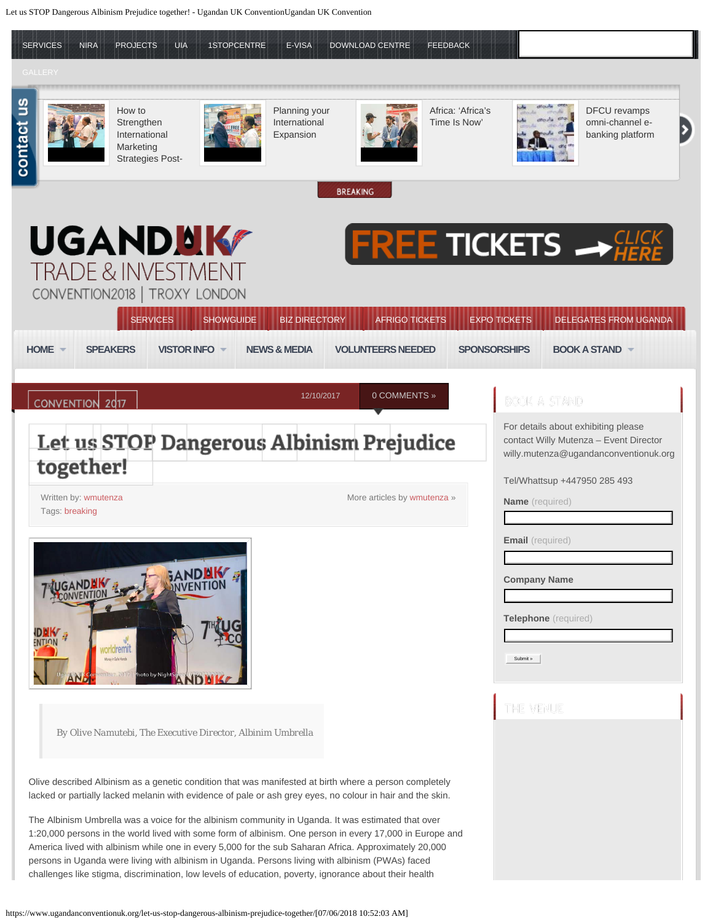SERVICES NIRA PROJECTS UIA 1STOPCENTRE E-VISA DOWNLOAD CENTRE FEEDBACK

GALLERY

contact us

How to Strengthen International Marketing Strategies Post-

Planning your International Expansion

Africa: 'Africa's Time Is Now'

DFCU revamps omni-channel e-banking platform

BREAKING

UGANDA UK TRADE & INVESTMENT CONVENTION2018 | TROXY LONDON

FREE TICKETS → CLICK HERE

SERVICES SHOWGUIDE BIZ DIRECTORY AFRIGO TICKETS EXPO TICKETS DELEGATES FROM UGANDA

HOME SPEAKERS VISTOR INFO NEWS & MEDIA VOLUNTEERS NEEDED SPONSORSHIPS BOOK A STAND

CONVENTION 2017 12/10/2017 0 COMMENTS »

# Let us STOP Dangerous Albinism Prejudice together!

Written by: wmutenza

Tags: breaking

More articles by wmutenza »

> By Olive Namutebi, The Executive Director, Albinim Umbrella

Olive described Albinism as a genetic condition that was manifested at birth where a person completely lacked or partially lacked melanin with evidence of pale or ash grey eyes, no colour in hair and the skin.

The Albinism Umbrella was a voice for the albinism community in Uganda. It was estimated that over 1:20,000 persons in the world lived with some form of albinism. One person in every 17,000 in Europe and America lived with albinism while one in every 5,000 for the sub Saharan Africa. Approximately 20,000 persons in Uganda were living with albinism in Uganda. Persons living with albinism (PWAs) faced challenges like stigma, discrimination, low levels of education, poverty, ignorance about their health

## BOOK A STAND

For details about exhibiting please contact Willy Mutenza – Event Director willy.mutenza@ugandanconventionuk.org

Tel/Whattsup +447950 285 493

**Name** (required)

**Email** (required)

**Company Name**

**Telephone** (required)

Submit »

## THE VENUE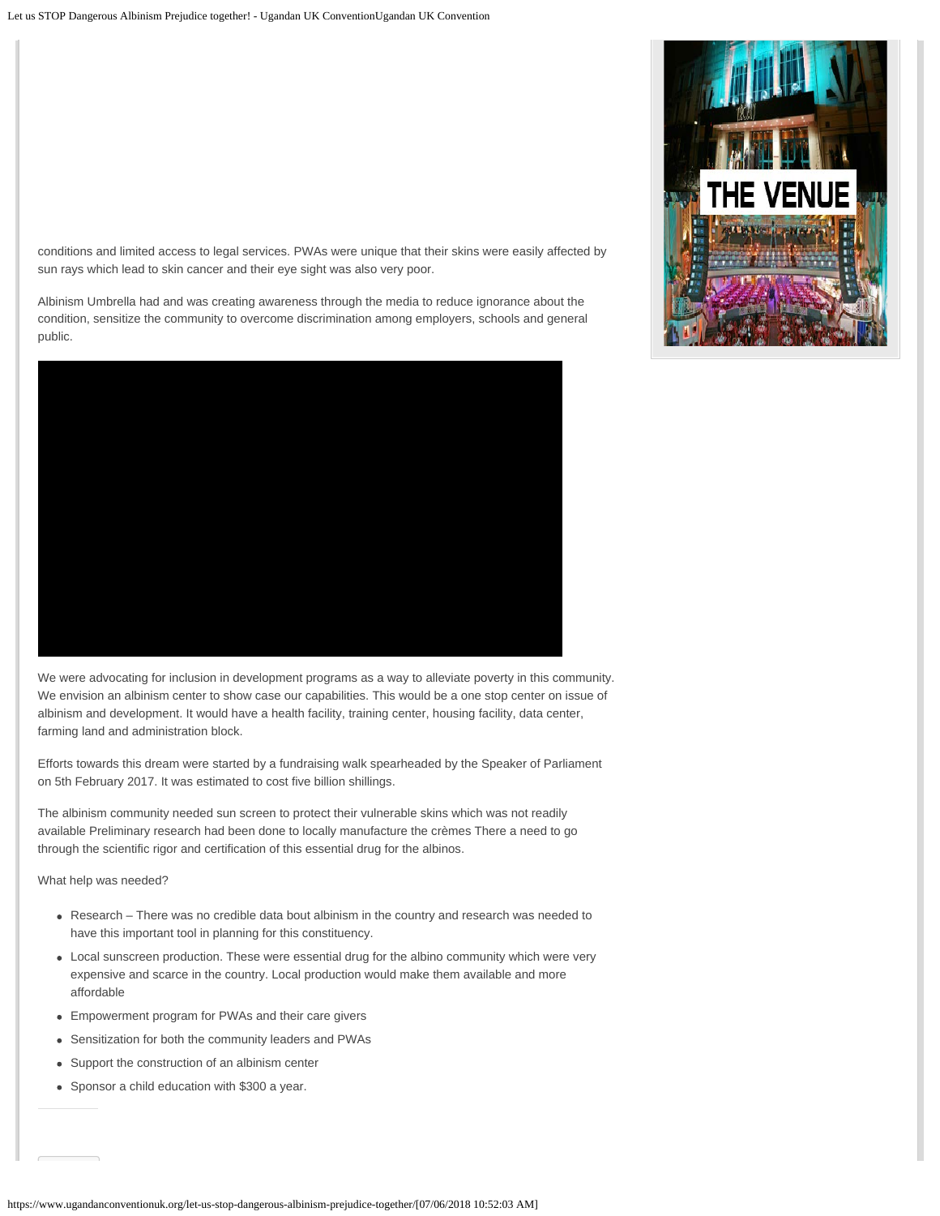conditions and limited access to legal services. PWAs were unique that their skins were easily affected by sun rays which lead to skin cancer and their eye sight was also very poor.

Albinism Umbrella had and was creating awareness through the media to reduce ignorance about the condition, sensitize the community to overcome discrimination among employers, schools and general public.

We were advocating for inclusion in development programs as a way to alleviate poverty in this community. We envision an albinism center to show case our capabilities. This would be a one stop center on issue of albinism and development. It would have a health facility, training center, housing facility, data center, farming land and administration block.

Efforts towards this dream were started by a fundraising walk spearheaded by the Speaker of Parliament on 5th February 2017. It was estimated to cost five billion shillings.

The albinism community needed sun screen to protect their vulnerable skins which was not readily available Preliminary research had been done to locally manufacture the crèmes There a need to go through the scientific rigor and certification of this essential drug for the albinos.

What help was needed?

- Research – There was no credible data bout albinism in the country and research was needed to have this important tool in planning for this constituency.
- Local sunscreen production. These were essential drug for the albino community which were very expensive and scarce in the country. Local production would make them available and more affordable
- Empowerment program for PWAs and their care givers
- Sensitization for both the community leaders and PWAs
- Support the construction of an albinism center
- Sponsor a child education with $300 a year.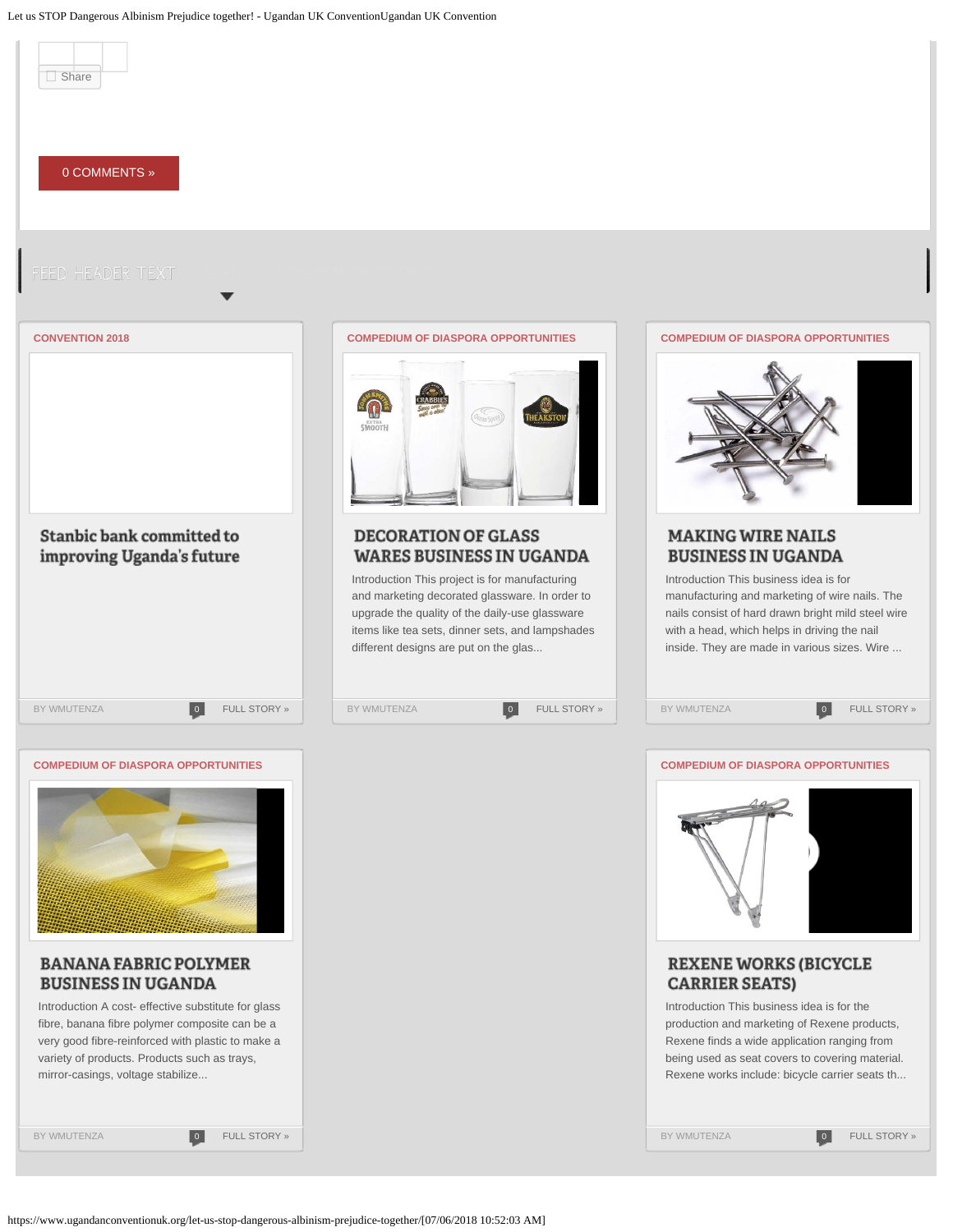Share

0 COMMENTS »

FEED HEADER TEXT

CONVENTION 2018

### Stanbic bank committed to improving Uganda's future

BY WMUTENZA 0 FULL STORY »

COMPEDIUM OF DIASPORA OPPORTUNITIES

### DECORATION OF GLASS WARES BUSINESS IN UGANDA

Introduction This project is for manufacturing and marketing decorated glassware. In order to upgrade the quality of the daily-use glassware items like tea sets, dinner sets, and lampshades different designs are put on the glas...

BY WMUTENZA 0 FULL STORY »

COMPEDIUM OF DIASPORA OPPORTUNITIES

### MAKING WIRE NAILS BUSINESS IN UGANDA

Introduction This business idea is for manufacturing and marketing of wire nails. The nails consist of hard drawn bright mild steel wire with a head, which helps in driving the nail inside. They are made in various sizes. Wire ...

BY WMUTENZA 0 FULL STORY »

COMPEDIUM OF DIASPORA OPPORTUNITIES

### BANANA FABRIC POLYMER BUSINESS IN UGANDA

Introduction A cost- effective substitute for glass fibre, banana fibre polymer composite can be a very good fibre-reinforced with plastic to make a variety of products. Products such as trays, mirror-casings, voltage stabilize...

BY WMUTENZA 0 FULL STORY »

COMPEDIUM OF DIASPORA OPPORTUNITIES

### REXENE WORKS (BICYCLE CARRIER SEATS)

Introduction This business idea is for the production and marketing of Rexene products, Rexene finds a wide application ranging from being used as seat covers to covering material. Rexene works include: bicycle carrier seats th...

BY WMUTENZA 0 FULL STORY »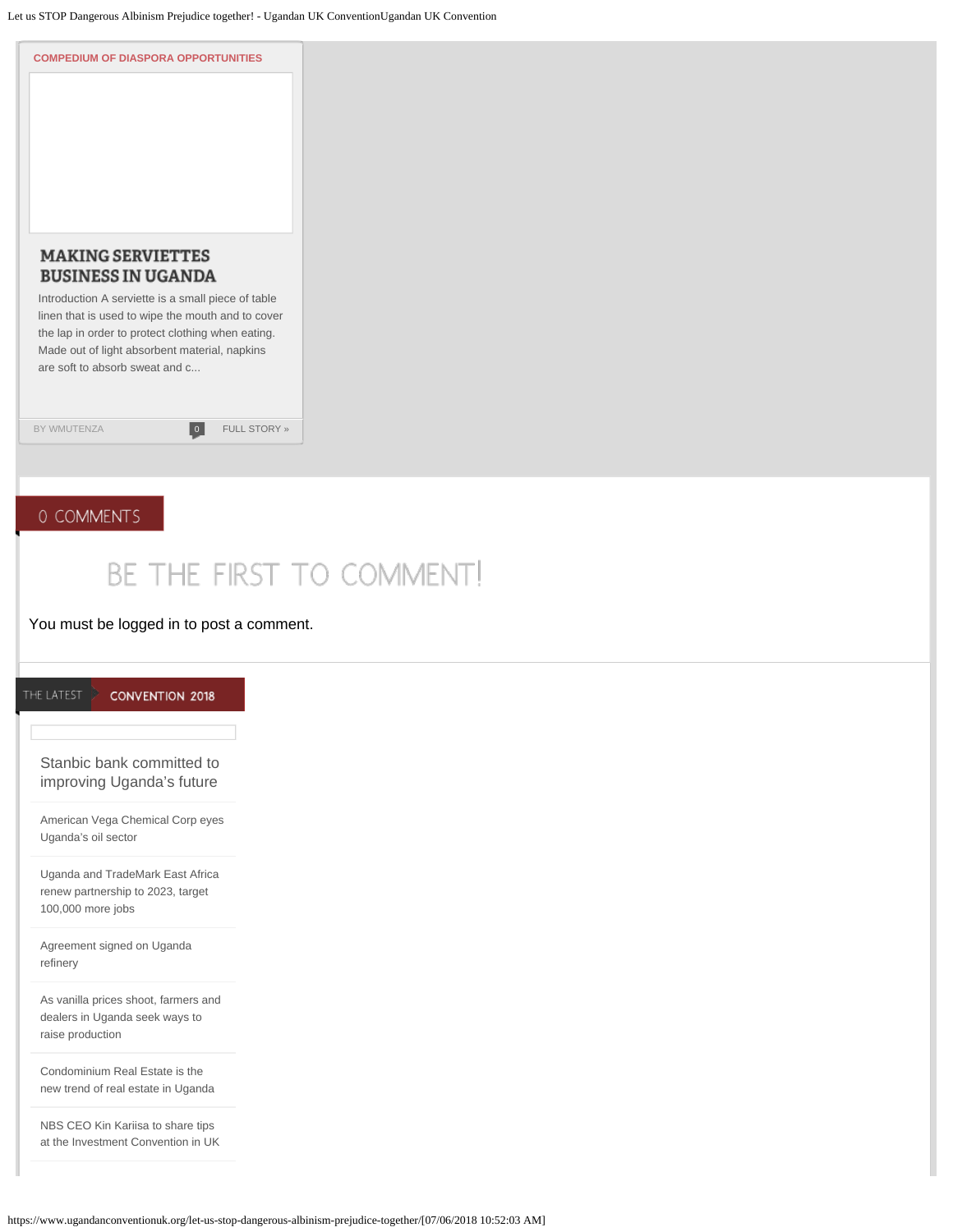COMPEDIUM OF DIASPORA OPPORTUNITIES

### MAKING SERVIETTES BUSINESS IN UGANDA

Introduction A serviette is a small piece of table linen that is used to wipe the mouth and to cover the lap in order to protect clothing when eating. Made out of light absorbent material, napkins are soft to absorb sweat and c...

BY WMUTENZA 0 FULL STORY »

## 0 COMMENTS

## BE THE FIRST TO COMMENT!

You must be logged in to post a comment.

THE LATEST CONVENTION 2018

Stanbic bank committed to improving Uganda's future

American Vega Chemical Corp eyes Uganda's oil sector

Uganda and TradeMark East Africa renew partnership to 2023, target 100,000 more jobs

Agreement signed on Uganda refinery

As vanilla prices shoot, farmers and dealers in Uganda seek ways to raise production

Condominium Real Estate is the new trend of real estate in Uganda

NBS CEO Kin Kariisa to share tips at the Investment Convention in UK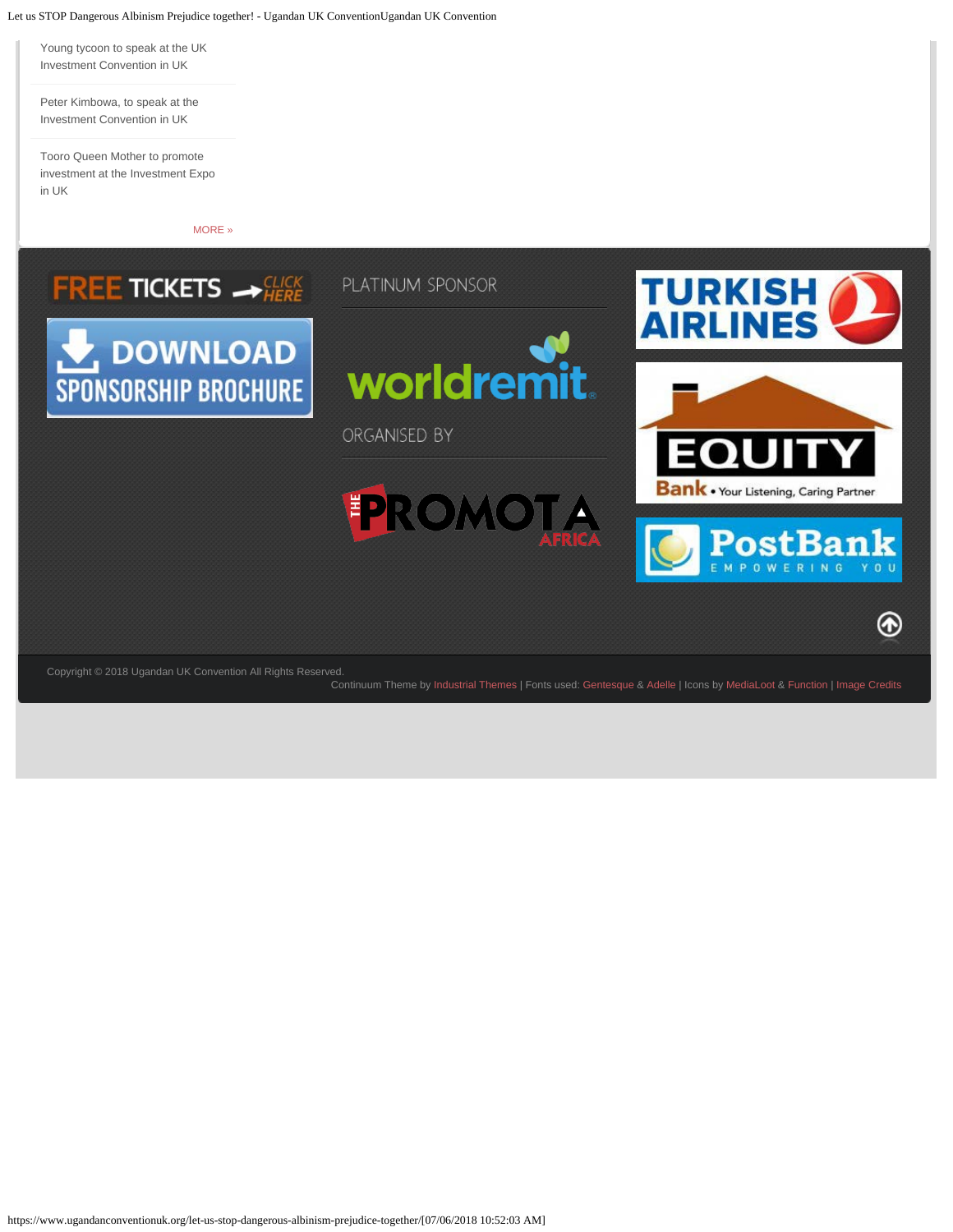Young tycoon to speak at the UK Investment Convention in UK

Peter Kimbowa, to speak at the Investment Convention in UK

Tooro Queen Mother to promote investment at the Investment Expo in UK

MORE »

FREE TICKETS CLICK HERE

DOWNLOAD SPONSORSHIP BROCHURE

PLATINUM SPONSOR

worldremit

ORGANISED BY

THE PROMOTA AFRICA

TURKISH AIRLINES

EQUITY Bank • Your Listening, Caring Partner

PostBank EMPOWERING YOU

Copyright © 2018 Ugandan UK Convention All Rights Reserved.

Continuum Theme by Industrial Themes | Fonts used: Gentesque & Adelle | Icons by MediaLoot & Function | Image Credits